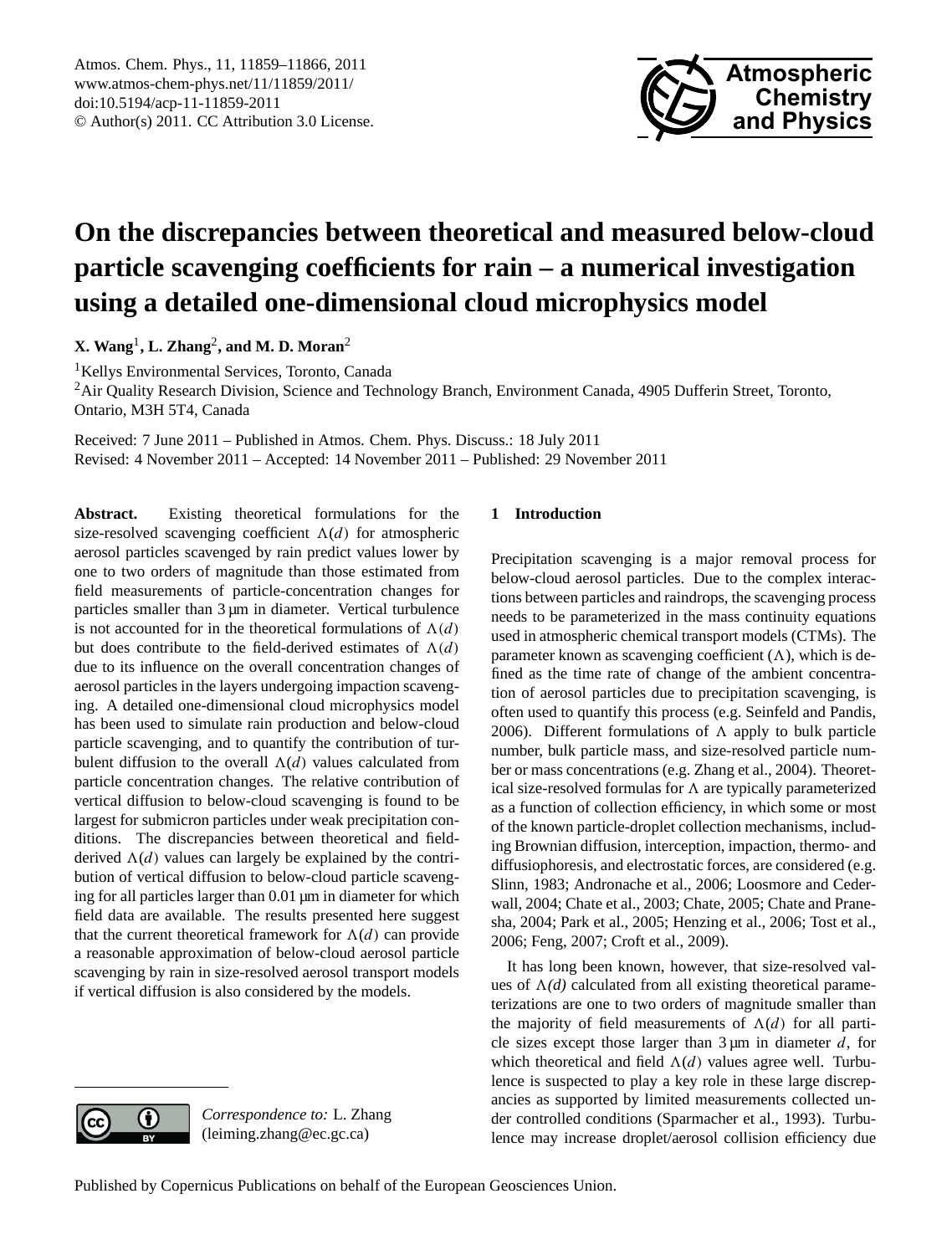# On the discrepancies between theoretical and measured below-cloud particle scavenging coefficients for rain – a numerical investigation using a detailed one-dimensional cloud microphysics model

**X. Wang**[1], **L. Zhang**[2], **and M. D. Moran**[2]

[1]Kellys Environmental Services, Toronto, Canada

[2]Air Quality Research Division, Science and Technology Branch, Environment Canada, 4905 Dufferin Street, Toronto, Ontario, M3H 5T4, Canada

Received: 7 June 2011 – Published in Atmos. Chem. Phys. Discuss.: 18 July 2011
Revised: 4 November 2011 – Accepted: 14 November 2011 – Published: 29 November 2011

**Abstract.** Existing theoretical formulations for the size-resolved scavenging coefficient $\Lambda(d)$ for atmospheric aerosol particles scavenged by rain predict values lower by one to two orders of magnitude than those estimated from field measurements of particle-concentration changes for particles smaller than 3 µm in diameter. Vertical turbulence is not accounted for in the theoretical formulations of $\Lambda(d)$ but does contribute to the field-derived estimates of $\Lambda(d)$ due to its influence on the overall concentration changes of aerosol particles in the layers undergoing impaction scavenging. A detailed one-dimensional cloud microphysics model has been used to simulate rain production and below-cloud particle scavenging, and to quantify the contribution of turbulent diffusion to the overall $\Lambda(d)$ values calculated from particle concentration changes. The relative contribution of vertical diffusion to below-cloud scavenging is found to be largest for submicron particles under weak precipitation conditions. The discrepancies between theoretical and field-derived $\Lambda(d)$ values can largely be explained by the contribution of vertical diffusion to below-cloud particle scavenging for all particles larger than 0.01 µm in diameter for which field data are available. The results presented here suggest that the current theoretical framework for $\Lambda(d)$ can provide a reasonable approximation of below-cloud aerosol particle scavenging by rain in size-resolved aerosol transport models if vertical diffusion is also considered by the models.

## 1 Introduction

Precipitation scavenging is a major removal process for below-cloud aerosol particles. Due to the complex interactions between particles and raindrops, the scavenging process needs to be parameterized in the mass continuity equations used in atmospheric chemical transport models (CTMs). The parameter known as scavenging coefficient ($\Lambda$), which is defined as the time rate of change of the ambient concentration of aerosol particles due to precipitation scavenging, is often used to quantify this process (e.g. Seinfeld and Pandis, 2006). Different formulations of $\Lambda$ apply to bulk particle number, bulk particle mass, and size-resolved particle number or mass concentrations (e.g. Zhang et al., 2004). Theoretical size-resolved formulas for $\Lambda$ are typically parameterized as a function of collection efficiency, in which some or most of the known particle-droplet collection mechanisms, including Brownian diffusion, interception, impaction, thermo- and diffusiophoresis, and electrostatic forces, are considered (e.g. Slinn, 1983; Andronache et al., 2006; Loosmore and Cederwall, 2004; Chate et al., 2003; Chate, 2005; Chate and Pranesha, 2004; Park et al., 2005; Henzing et al., 2006; Tost et al., 2006; Feng, 2007; Croft et al., 2009).

It has long been known, however, that size-resolved values of *$\Lambda(d)$* calculated from all existing theoretical parameterizations are one to two orders of magnitude smaller than the majority of field measurements of $\Lambda(d)$ for all particle sizes except those larger than 3 µm in diameter $d$, for which theoretical and field $\Lambda(d)$ values agree well. Turbulence is suspected to play a key role in these large discrepancies as supported by limited measurements collected under controlled conditions (Sparmacher et al., 1993). Turbulence may increase droplet/aerosol collision efficiency due

*Correspondence to:* L. Zhang
(leiming.zhang@ec.gc.ca)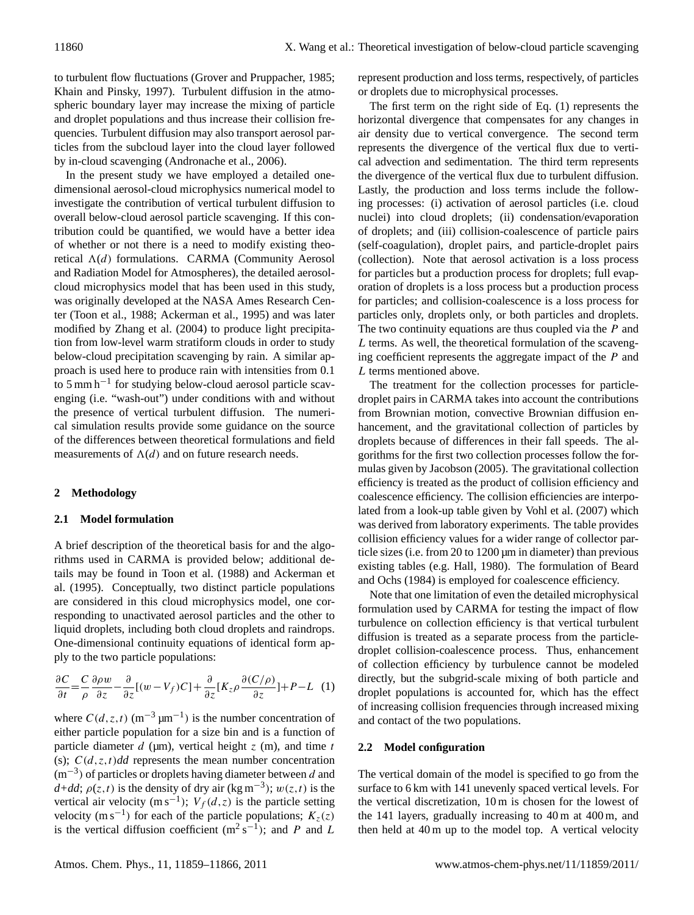to turbulent flow fluctuations (Grover and Pruppacher, 1985; Khain and Pinsky, 1997). Turbulent diffusion in the atmospheric boundary layer may increase the mixing of particle and droplet populations and thus increase their collision frequencies. Turbulent diffusion may also transport aerosol particles from the subcloud layer into the cloud layer followed by in-cloud scavenging (Andronache et al., 2006).

In the present study we have employed a detailed one-dimensional aerosol-cloud microphysics numerical model to investigate the contribution of vertical turbulent diffusion to overall below-cloud aerosol particle scavenging. If this contribution could be quantified, we would have a better idea of whether or not there is a need to modify existing theoretical $\Lambda(d)$ formulations. CARMA (Community Aerosol and Radiation Model for Atmospheres), the detailed aerosol-cloud microphysics model that has been used in this study, was originally developed at the NASA Ames Research Center (Toon et al., 1988; Ackerman et al., 1995) and was later modified by Zhang et al. (2004) to produce light precipitation from low-level warm stratiform clouds in order to study below-cloud precipitation scavenging by rain. A similar approach is used here to produce rain with intensities from 0.1 to 5 mm h$^{-1}$ for studying below-cloud aerosol particle scavenging (i.e. "wash-out") under conditions with and without the presence of vertical turbulent diffusion. The numerical simulation results provide some guidance on the source of the differences between theoretical formulations and field measurements of $\Lambda(d)$ and on future research needs.

## 2 Methodology

### 2.1 Model formulation

A brief description of the theoretical basis for and the algorithms used in CARMA is provided below; additional details may be found in Toon et al. (1988) and Ackerman et al. (1995). Conceptually, two distinct particle populations are considered in this cloud microphysics model, one corresponding to unactivated aerosol particles and the other to liquid droplets, including both cloud droplets and raindrops. One-dimensional continuity equations of identical form apply to the two particle populations:

$$\frac{\partial C}{\partial t}=\frac{C}{\rho}\frac{\partial \rho w}{\partial z}-\frac{\partial}{\partial z}[(w-V_f)C]+\frac{\partial}{\partial z}[K_z\rho\frac{\partial (C/\rho)}{\partial z}]+P-L \quad (1)$$

where $C(d,z,t)$ (m$^{-3}$ µm$^{-1}$) is the number concentration of either particle population for a size bin and is a function of particle diameter $d$ (µm), vertical height $z$ (m), and time $t$ (s); $C(d,z,t)dd$ represents the mean number concentration (m$^{-3}$) of particles or droplets having diameter between $d$ and $d$+$dd$; $\rho(z,t)$ is the density of dry air (kg m$^{-3}$); $w(z,t)$ is the vertical air velocity (m s$^{-1}$); $V_f(d,z)$ is the particle setting velocity (m s$^{-1}$) for each of the particle populations; $K_z(z)$ is the vertical diffusion coefficient (m$^2$ s$^{-1}$); and $P$ and $L$ represent production and loss terms, respectively, of particles or droplets due to microphysical processes.

The first term on the right side of Eq. (1) represents the horizontal divergence that compensates for any changes in air density due to vertical convergence. The second term represents the divergence of the vertical flux due to vertical advection and sedimentation. The third term represents the divergence of the vertical flux due to turbulent diffusion. Lastly, the production and loss terms include the following processes: (i) activation of aerosol particles (i.e. cloud nuclei) into cloud droplets; (ii) condensation/evaporation of droplets; and (iii) collision-coalescence of particle pairs (self-coagulation), droplet pairs, and particle-droplet pairs (collection). Note that aerosol activation is a loss process for particles but a production process for droplets; full evaporation of droplets is a loss process but a production process for particles; and collision-coalescence is a loss process for particles only, droplets only, or both particles and droplets. The two continuity equations are thus coupled via the $P$ and $L$ terms. As well, the theoretical formulation of the scavenging coefficient represents the aggregate impact of the $P$ and $L$ terms mentioned above.

The treatment for the collection processes for particle-droplet pairs in CARMA takes into account the contributions from Brownian motion, convective Brownian diffusion enhancement, and the gravitational collection of particles by droplets because of differences in their fall speeds. The algorithms for the first two collection processes follow the formulas given by Jacobson (2005). The gravitational collection efficiency is treated as the product of collision efficiency and coalescence efficiency. The collision efficiencies are interpolated from a look-up table given by Vohl et al. (2007) which was derived from laboratory experiments. The table provides collision efficiency values for a wider range of collector particle sizes (i.e. from 20 to 1200 µm in diameter) than previous existing tables (e.g. Hall, 1980). The formulation of Beard and Ochs (1984) is employed for coalescence efficiency.

Note that one limitation of even the detailed microphysical formulation used by CARMA for testing the impact of flow turbulence on collection efficiency is that vertical turbulent diffusion is treated as a separate process from the particle-droplet collision-coalescence process. Thus, enhancement of collection efficiency by turbulence cannot be modeled directly, but the subgrid-scale mixing of both particle and droplet populations is accounted for, which has the effect of increasing collision frequencies through increased mixing and contact of the two populations.

### 2.2 Model configuration

The vertical domain of the model is specified to go from the surface to 6 km with 141 unevenly spaced vertical levels. For the vertical discretization, 10 m is chosen for the lowest of the 141 layers, gradually increasing to 40 m at 400 m, and then held at 40 m up to the model top. A vertical velocity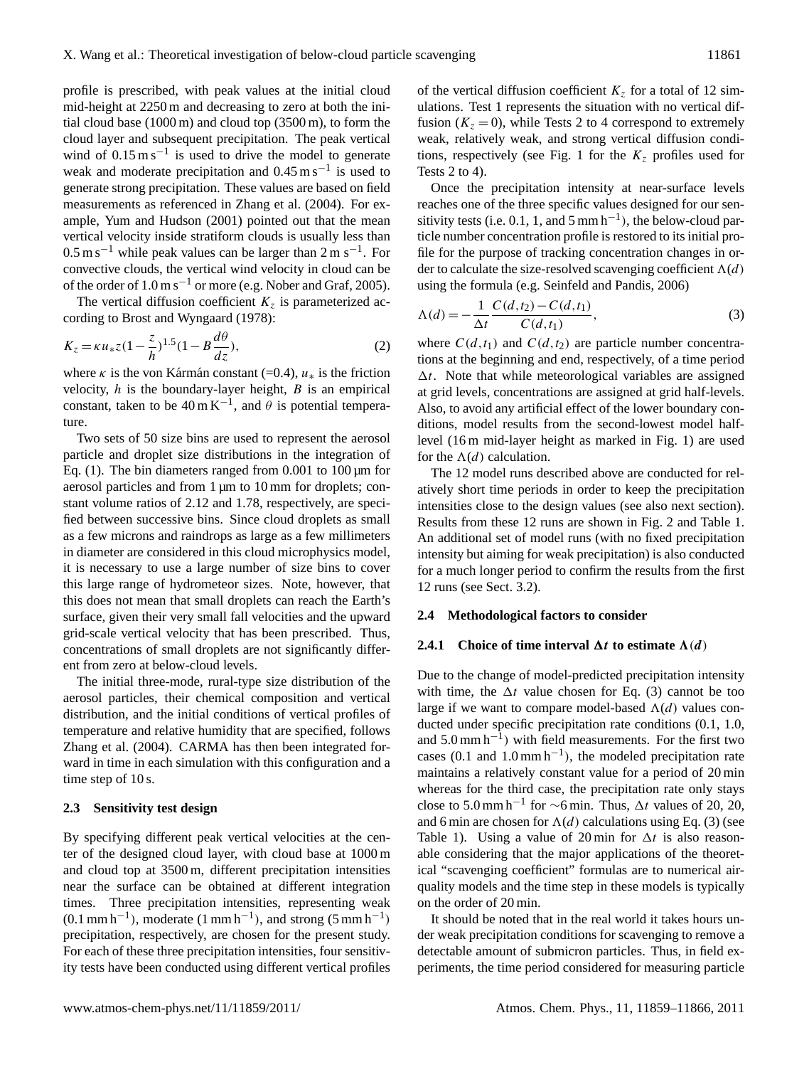profile is prescribed, with peak values at the initial cloud mid-height at 2250 m and decreasing to zero at both the initial cloud base (1000 m) and cloud top (3500 m), to form the cloud layer and subsequent precipitation. The peak vertical wind of $0.15\,\mathrm{m\,s^{-1}}$ is used to drive the model to generate weak and moderate precipitation and $0.45\,\mathrm{m\,s^{-1}}$ is used to generate strong precipitation. These values are based on field measurements as referenced in Zhang et al. (2004). For example, Yum and Hudson (2001) pointed out that the mean vertical velocity inside stratiform clouds is usually less than $0.5\,\mathrm{m\,s^{-1}}$ while peak values can be larger than $2\,\mathrm{m\,s^{-1}}$. For convective clouds, the vertical wind velocity in cloud can be of the order of $1.0\,\mathrm{m\,s^{-1}}$ or more (e.g. Nober and Graf, 2005).

The vertical diffusion coefficient $K_z$ is parameterized according to Brost and Wyngaard (1978):

$$K_z = \kappa u_* z \left(1 - \frac{z}{h}\right)^{1.5} \left(1 - B\frac{d\theta}{dz}\right), \tag{2}$$

where $\kappa$ is the von Kármán constant (=0.4), $u_*$ is the friction velocity, $h$ is the boundary-layer height, $B$ is an empirical constant, taken to be $40\,\mathrm{m\,K^{-1}}$, and $\theta$ is potential temperature.

Two sets of 50 size bins are used to represent the aerosol particle and droplet size distributions in the integration of Eq. (1). The bin diameters ranged from 0.001 to 100 µm for aerosol particles and from 1 µm to 10 mm for droplets; constant volume ratios of 2.12 and 1.78, respectively, are specified between successive bins. Since cloud droplets as small as a few microns and raindrops as large as a few millimeters in diameter are considered in this cloud microphysics model, it is necessary to use a large number of size bins to cover this large range of hydrometeor sizes. Note, however, that this does not mean that small droplets can reach the Earth's surface, given their very small fall velocities and the upward grid-scale vertical velocity that has been prescribed. Thus, concentrations of small droplets are not significantly different from zero at below-cloud levels.

The initial three-mode, rural-type size distribution of the aerosol particles, their chemical composition and vertical distribution, and the initial conditions of vertical profiles of temperature and relative humidity that are specified, follows Zhang et al. (2004). CARMA has then been integrated forward in time in each simulation with this configuration and a time step of 10 s.

### 2.3 Sensitivity test design

By specifying different peak vertical velocities at the center of the designed cloud layer, with cloud base at 1000 m and cloud top at 3500 m, different precipitation intensities near the surface can be obtained at different integration times. Three precipitation intensities, representing weak ($0.1\,\mathrm{mm\,h^{-1}}$), moderate ($1\,\mathrm{mm\,h^{-1}}$), and strong ($5\,\mathrm{mm\,h^{-1}}$) precipitation, respectively, are chosen for the present study. For each of these three precipitation intensities, four sensitivity tests have been conducted using different vertical profiles of the vertical diffusion coefficient $K_z$ for a total of 12 simulations. Test 1 represents the situation with no vertical diffusion ($K_z = 0$), while Tests 2 to 4 correspond to extremely weak, relatively weak, and strong vertical diffusion conditions, respectively (see Fig. 1 for the $K_z$ profiles used for Tests 2 to 4).

Once the precipitation intensity at near-surface levels reaches one of the three specific values designed for our sensitivity tests (i.e. 0.1, 1, and $5\,\mathrm{mm\,h^{-1}}$), the below-cloud particle number concentration profile is restored to its initial profile for the purpose of tracking concentration changes in order to calculate the size-resolved scavenging coefficient $\Lambda(d)$ using the formula (e.g. Seinfeld and Pandis, 2006)

$$\Lambda(d) = -\frac{1}{\Delta t}\frac{C(d,t_2) - C(d,t_1)}{C(d,t_1)}, \tag{3}$$

where $C(d,t_1)$ and $C(d,t_2)$ are particle number concentrations at the beginning and end, respectively, of a time period $\Delta t$. Note that while meteorological variables are assigned at grid levels, concentrations are assigned at grid half-levels. Also, to avoid any artificial effect of the lower boundary conditions, model results from the second-lowest model half-level (16 m mid-layer height as marked in Fig. 1) are used for the $\Lambda(d)$ calculation.

The 12 model runs described above are conducted for relatively short time periods in order to keep the precipitation intensities close to the design values (see also next section). Results from these 12 runs are shown in Fig. 2 and Table 1. An additional set of model runs (with no fixed precipitation intensity but aiming for weak precipitation) is also conducted for a much longer period to confirm the results from the first 12 runs (see Sect. 3.2).

### 2.4 Methodological factors to consider

#### 2.4.1 Choice of time interval $\Delta t$ to estimate $\Lambda(d)$

Due to the change of model-predicted precipitation intensity with time, the $\Delta t$ value chosen for Eq. (3) cannot be too large if we want to compare model-based $\Lambda(d)$ values conducted under specific precipitation rate conditions (0.1, 1.0, and $5.0\,\mathrm{mm\,h^{-1}}$) with field measurements. For the first two cases (0.1 and $1.0\,\mathrm{mm\,h^{-1}}$), the modeled precipitation rate maintains a relatively constant value for a period of 20 min whereas for the third case, the precipitation rate only stays close to $5.0\,\mathrm{mm\,h^{-1}}$ for ~6 min. Thus, $\Delta t$ values of 20, 20, and 6 min are chosen for $\Lambda(d)$ calculations using Eq. (3) (see Table 1). Using a value of 20 min for $\Delta t$ is also reasonable considering that the major applications of the theoretical "scavenging coefficient" formulas are to numerical air-quality models and the time step in these models is typically on the order of 20 min.

It should be noted that in the real world it takes hours under weak precipitation conditions for scavenging to remove a detectable amount of submicron particles. Thus, in field experiments, the time period considered for measuring particle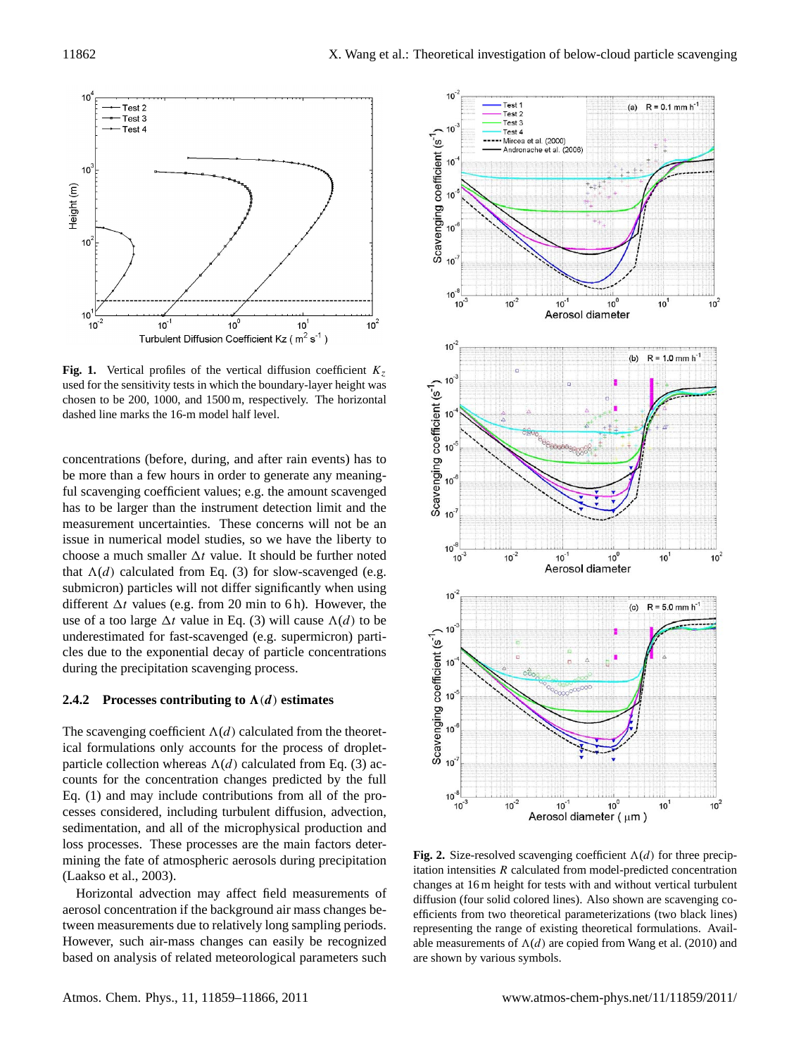**Fig. 1.** Vertical profiles of the vertical diffusion coefficient $K_z$ used for the sensitivity tests in which the boundary-layer height was chosen to be 200, 1000, and 1500 m, respectively. The horizontal dashed line marks the 16-m model half level.

concentrations (before, during, and after rain events) has to be more than a few hours in order to generate any meaningful scavenging coefficient values; e.g. the amount scavenged has to be larger than the instrument detection limit and the measurement uncertainties. These concerns will not be an issue in numerical model studies, so we have the liberty to choose a much smaller $\Delta t$ value. It should be further noted that $\Lambda(d)$ calculated from Eq. (3) for slow-scavenged (e.g. submicron) particles will not differ significantly when using different $\Delta t$ values (e.g. from 20 min to 6 h). However, the use of a too large $\Delta t$ value in Eq. (3) will cause $\Lambda(d)$ to be underestimated for fast-scavenged (e.g. supermicron) particles due to the exponential decay of particle concentrations during the precipitation scavenging process.

### 2.4.2 Processes contributing to $\Lambda(d)$ estimates

The scavenging coefficient $\Lambda(d)$ calculated from the theoretical formulations only accounts for the process of droplet-particle collection whereas $\Lambda(d)$ calculated from Eq. (3) accounts for the concentration changes predicted by the full Eq. (1) and may include contributions from all of the processes considered, including turbulent diffusion, advection, sedimentation, and all of the microphysical production and loss processes. These processes are the main factors determining the fate of atmospheric aerosols during precipitation (Laakso et al., 2003).

Horizontal advection may affect field measurements of aerosol concentration if the background air mass changes between measurements due to relatively long sampling periods. However, such air-mass changes can easily be recognized based on analysis of related meteorological parameters such

**Fig. 2.** Size-resolved scavenging coefficient $\Lambda(d)$ for three precipitation intensities $R$ calculated from model-predicted concentration changes at 16 m height for tests with and without vertical turbulent diffusion (four solid colored lines). Also shown are scavenging coefficients from two theoretical parameterizations (two black lines) representing the range of existing theoretical formulations. Available measurements of $\Lambda(d)$ are copied from Wang et al. (2010) and are shown by various symbols.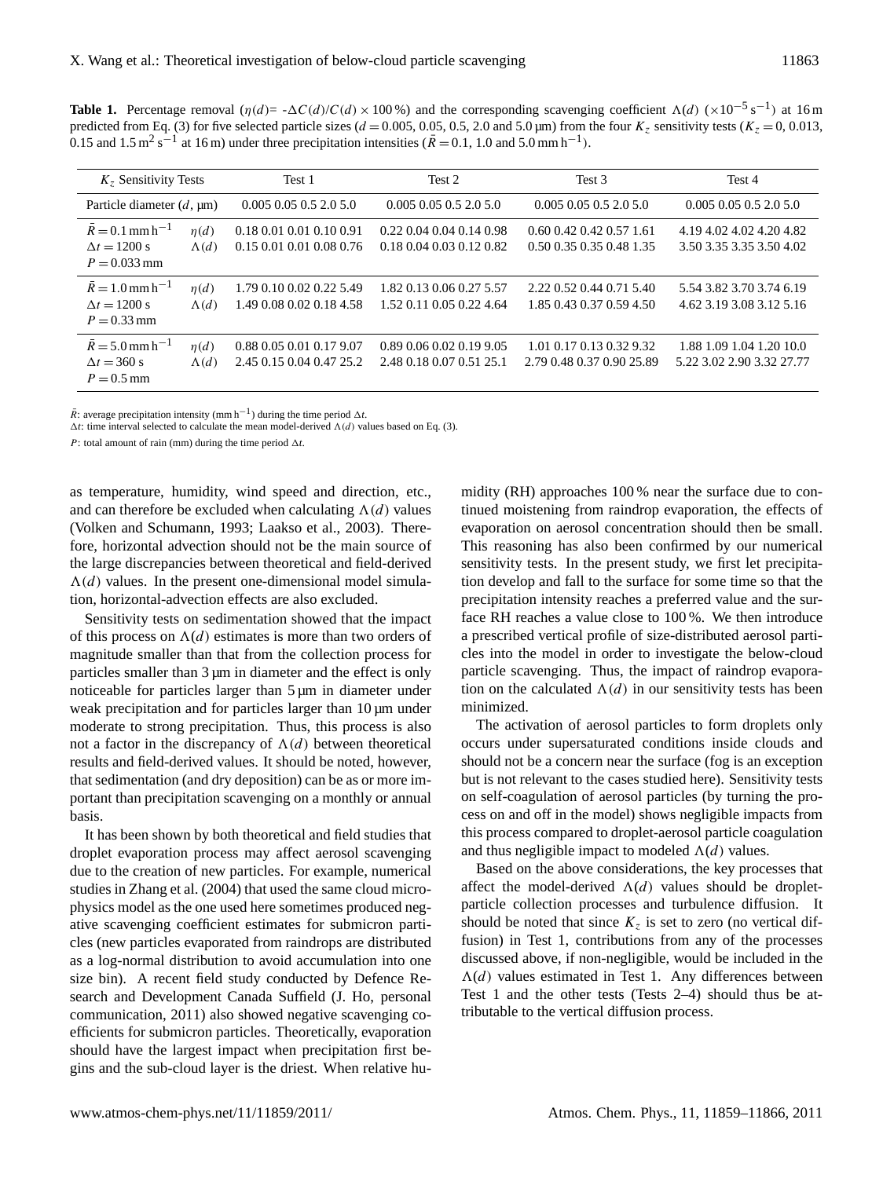**Table 1.** Percentage removal ($\eta(d)$= -$\Delta C(d)/C(d) \times 100$ %) and the corresponding scavenging coefficient $\Lambda(d)$ ($\times 10^{-5}$ s$^{-1}$) at 16 m predicted from Eq. (3) for five selected particle sizes ($d = 0.005$, 0.05, 0.5, 2.0 and 5.0 µm) from the four $K_z$ sensitivity tests ($K_z = 0$, 0.013, 0.15 and 1.5 m$^2$ s$^{-1}$ at 16 m) under three precipitation intensities ($\bar{R} = 0.1$, 1.0 and 5.0 mm h$^{-1}$).

| $K_z$ Sensitivity Tests | | Test 1 | Test 2 | Test 3 | Test 4 |
|---|---|---|---|---|---|
| Particle diameter ($d$, µm) | | 0.005 0.05 0.5 2.0 5.0 | 0.005 0.05 0.5 2.0 5.0 | 0.005 0.05 0.5 2.0 5.0 | 0.005 0.05 0.5 2.0 5.0 |
| $\bar{R} = 0.1$ mm h$^{-1}$ $\Delta t = 1200$ s $P = 0.033$ mm | $\eta(d)$ | 0.18 0.01 0.01 0.10 0.91 | 0.22 0.04 0.04 0.14 0.98 | 0.60 0.42 0.42 0.57 1.61 | 4.19 4.02 4.02 4.20 4.82 |
| | $\Lambda(d)$ | 0.15 0.01 0.01 0.08 0.76 | 0.18 0.04 0.03 0.12 0.82 | 0.50 0.35 0.35 0.48 1.35 | 3.50 3.35 3.35 3.50 4.02 |
| $\bar{R} = 1.0$ mm h$^{-1}$ $\Delta t = 1200$ s $P = 0.33$ mm | $\eta(d)$ | 1.79 0.10 0.02 0.22 5.49 | 1.82 0.13 0.06 0.27 5.57 | 2.22 0.52 0.44 0.71 5.40 | 5.54 3.82 3.70 3.74 6.19 |
| | $\Lambda(d)$ | 1.49 0.08 0.02 0.18 4.58 | 1.52 0.11 0.05 0.22 4.64 | 1.85 0.43 0.37 0.59 4.50 | 4.62 3.19 3.08 3.12 5.16 |
| $\bar{R} = 5.0$ mm h$^{-1}$ $\Delta t = 360$ s $P = 0.5$ mm | $\eta(d)$ | 0.88 0.05 0.01 0.17 9.07 | 0.89 0.06 0.02 0.19 9.05 | 1.01 0.17 0.13 0.32 9.32 | 1.88 1.09 1.04 1.20 10.0 |
| | $\Lambda(d)$ | 2.45 0.15 0.04 0.47 25.2 | 2.48 0.18 0.07 0.51 25.1 | 2.79 0.48 0.37 0.90 25.89 | 5.22 3.02 2.90 3.32 27.77 |

$\bar{R}$: average precipitation intensity (mm h$^{-1}$) during the time period $\Delta t$.
$\Delta t$: time interval selected to calculate the mean model-derived $\Lambda(d)$ values based on Eq. (3).
$P$: total amount of rain (mm) during the time period $\Delta t$.

as temperature, humidity, wind speed and direction, etc., and can therefore be excluded when calculating $\Lambda(d)$ values (Volken and Schumann, 1993; Laakso et al., 2003). Therefore, horizontal advection should not be the main source of the large discrepancies between theoretical and field-derived $\Lambda(d)$ values. In the present one-dimensional model simulation, horizontal-advection effects are also excluded.

Sensitivity tests on sedimentation showed that the impact of this process on $\Lambda(d)$ estimates is more than two orders of magnitude smaller than that from the collection process for particles smaller than 3 µm in diameter and the effect is only noticeable for particles larger than 5 µm in diameter under weak precipitation and for particles larger than 10 µm under moderate to strong precipitation. Thus, this process is also not a factor in the discrepancy of $\Lambda(d)$ between theoretical results and field-derived values. It should be noted, however, that sedimentation (and dry deposition) can be as or more important than precipitation scavenging on a monthly or annual basis.

It has been shown by both theoretical and field studies that droplet evaporation process may affect aerosol scavenging due to the creation of new particles. For example, numerical studies in Zhang et al. (2004) that used the same cloud microphysics model as the one used here sometimes produced negative scavenging coefficient estimates for submicron particles (new particles evaporated from raindrops are distributed as a log-normal distribution to avoid accumulation into one size bin). A recent field study conducted by Defence Research and Development Canada Suffield (J. Ho, personal communication, 2011) also showed negative scavenging coefficients for submicron particles. Theoretically, evaporation should have the largest impact when precipitation first begins and the sub-cloud layer is the driest. When relative humidity (RH) approaches 100 % near the surface due to continued moistening from raindrop evaporation, the effects of evaporation on aerosol concentration should then be small. This reasoning has also been confirmed by our numerical sensitivity tests. In the present study, we first let precipitation develop and fall to the surface for some time so that the precipitation intensity reaches a preferred value and the surface RH reaches a value close to 100 %. We then introduce a prescribed vertical profile of size-distributed aerosol particles into the model in order to investigate the below-cloud particle scavenging. Thus, the impact of raindrop evaporation on the calculated $\Lambda(d)$ in our sensitivity tests has been minimized.

The activation of aerosol particles to form droplets only occurs under supersaturated conditions inside clouds and should not be a concern near the surface (fog is an exception but is not relevant to the cases studied here). Sensitivity tests on self-coagulation of aerosol particles (by turning the process on and off in the model) shows negligible impacts from this process compared to droplet-aerosol particle coagulation and thus negligible impact to modeled $\Lambda(d)$ values.

Based on the above considerations, the key processes that affect the model-derived $\Lambda(d)$ values should be droplet-particle collection processes and turbulence diffusion. It should be noted that since $K_z$ is set to zero (no vertical diffusion) in Test 1, contributions from any of the processes discussed above, if non-negligible, would be included in the $\Lambda(d)$ values estimated in Test 1. Any differences between Test 1 and the other tests (Tests 2–4) should thus be attributable to the vertical diffusion process.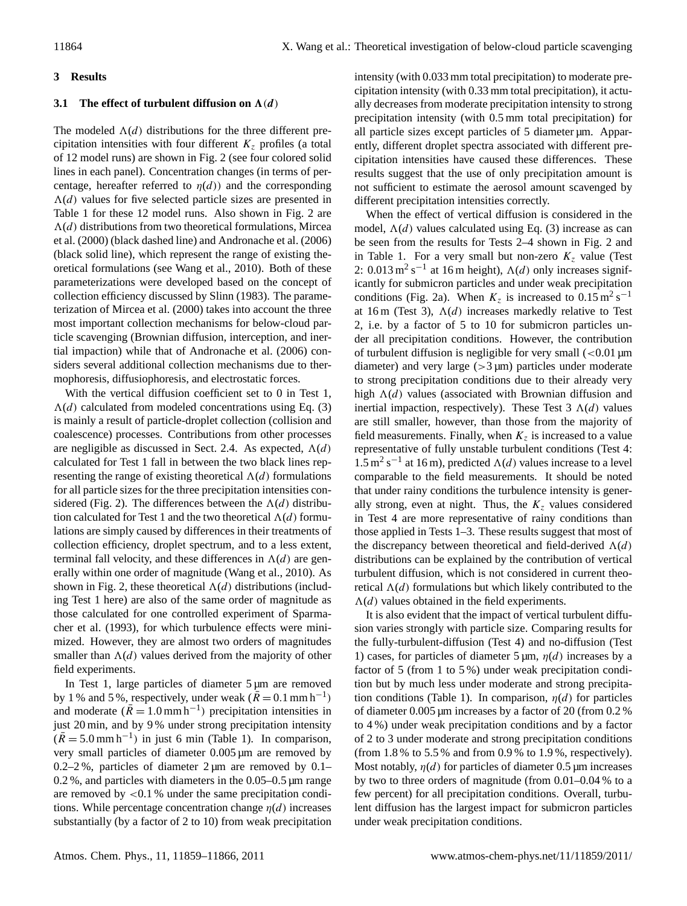## 3 Results

### 3.1 The effect of turbulent diffusion on $\Lambda(d)$

The modeled $\Lambda(d)$ distributions for the three different precipitation intensities with four different $K_z$ profiles (a total of 12 model runs) are shown in Fig. 2 (see four colored solid lines in each panel). Concentration changes (in terms of percentage, hereafter referred to $\eta(d)$) and the corresponding $\Lambda(d)$ values for five selected particle sizes are presented in Table 1 for these 12 model runs. Also shown in Fig. 2 are $\Lambda(d)$ distributions from two theoretical formulations, Mircea et al. (2000) (black dashed line) and Andronache et al. (2006) (black solid line), which represent the range of existing theoretical formulations (see Wang et al., 2010). Both of these parameterizations were developed based on the concept of collection efficiency discussed by Slinn (1983). The parameterization of Mircea et al. (2000) takes into account the three most important collection mechanisms for below-cloud particle scavenging (Brownian diffusion, interception, and inertial impaction) while that of Andronache et al. (2006) considers several additional collection mechanisms due to thermophoresis, diffusiophoresis, and electrostatic forces.

With the vertical diffusion coefficient set to 0 in Test 1, $\Lambda(d)$ calculated from modeled concentrations using Eq. (3) is mainly a result of particle-droplet collection (collision and coalescence) processes. Contributions from other processes are negligible as discussed in Sect. 2.4. As expected, $\Lambda(d)$ calculated for Test 1 fall in between the two black lines representing the range of existing theoretical $\Lambda(d)$ formulations for all particle sizes for the three precipitation intensities considered (Fig. 2). The differences between the $\Lambda(d)$ distribution calculated for Test 1 and the two theoretical $\Lambda(d)$ formulations are simply caused by differences in their treatments of collection efficiency, droplet spectrum, and to a less extent, terminal fall velocity, and these differences in $\Lambda(d)$ are generally within one order of magnitude (Wang et al., 2010). As shown in Fig. 2, these theoretical $\Lambda(d)$ distributions (including Test 1 here) are also of the same order of magnitude as those calculated for one controlled experiment of Sparmacher et al. (1993), for which turbulence effects were minimized. However, they are almost two orders of magnitudes smaller than $\Lambda(d)$ values derived from the majority of other field experiments.

In Test 1, large particles of diameter 5 µm are removed by 1 % and 5 %, respectively, under weak ($\bar{R} = 0.1\,\mathrm{mm\,h^{-1}}$) and moderate ($\bar{R} = 1.0\,\mathrm{mm\,h^{-1}}$) precipitation intensities in just 20 min, and by 9 % under strong precipitation intensity ($\bar{R} = 5.0\,\mathrm{mm\,h^{-1}}$) in just 6 min (Table 1). In comparison, very small particles of diameter 0.005 µm are removed by 0.2–2 %, particles of diameter 2 µm are removed by 0.1–0.2 %, and particles with diameters in the 0.05–0.5 µm range are removed by <0.1 % under the same precipitation conditions. While percentage concentration change $\eta(d)$ increases substantially (by a factor of 2 to 10) from weak precipitation intensity (with 0.033 mm total precipitation) to moderate precipitation intensity (with 0.33 mm total precipitation), it actually decreases from moderate precipitation intensity to strong precipitation intensity (with 0.5 mm total precipitation) for all particle sizes except particles of 5 diameter µm. Apparently, different droplet spectra associated with different precipitation intensities have caused these differences. These results suggest that the use of only precipitation amount is not sufficient to estimate the aerosol amount scavenged by different precipitation intensities correctly.

When the effect of vertical diffusion is considered in the model, $\Lambda(d)$ values calculated using Eq. (3) increase as can be seen from the results for Tests 2–4 shown in Fig. 2 and in Table 1. For a very small but non-zero $K_z$ value (Test 2: $0.013\,\mathrm{m^2\,s^{-1}}$ at 16 m height), $\Lambda(d)$ only increases significantly for submicron particles and under weak precipitation conditions (Fig. 2a). When $K_z$ is increased to $0.15\,\mathrm{m^2\,s^{-1}}$ at 16 m (Test 3), $\Lambda(d)$ increases markedly relative to Test 2, i.e. by a factor of 5 to 10 for submicron particles under all precipitation conditions. However, the contribution of turbulent diffusion is negligible for very small (<0.01 µm diameter) and very large (>3 µm) particles under moderate to strong precipitation conditions due to their already very high $\Lambda(d)$ values (associated with Brownian diffusion and inertial impaction, respectively). These Test 3 $\Lambda(d)$ values are still smaller, however, than those from the majority of field measurements. Finally, when $K_z$ is increased to a value representative of fully unstable turbulent conditions (Test 4: $1.5\,\mathrm{m^2\,s^{-1}}$ at 16 m), predicted $\Lambda(d)$ values increase to a level comparable to the field measurements. It should be noted that under rainy conditions the turbulence intensity is generally strong, even at night. Thus, the $K_z$ values considered in Test 4 are more representative of rainy conditions than those applied in Tests 1–3. These results suggest that most of the discrepancy between theoretical and field-derived $\Lambda(d)$ distributions can be explained by the contribution of vertical turbulent diffusion, which is not considered in current theoretical $\Lambda(d)$ formulations but which likely contributed to the $\Lambda(d)$ values obtained in the field experiments.

It is also evident that the impact of vertical turbulent diffusion varies strongly with particle size. Comparing results for the fully-turbulent-diffusion (Test 4) and no-diffusion (Test 1) cases, for particles of diameter 5 µm, $\eta(d)$ increases by a factor of 5 (from 1 to 5 %) under weak precipitation condition but by much less under moderate and strong precipitation conditions (Table 1). In comparison, $\eta(d)$ for particles of diameter 0.005 µm increases by a factor of 20 (from 0.2 % to 4 %) under weak precipitation conditions and by a factor of 2 to 3 under moderate and strong precipitation conditions (from 1.8 % to 5.5 % and from 0.9 % to 1.9 %, respectively). Most notably, $\eta(d)$ for particles of diameter 0.5 µm increases by two to three orders of magnitude (from 0.01–0.04 % to a few percent) for all precipitation conditions. Overall, turbulent diffusion has the largest impact for submicron particles under weak precipitation conditions.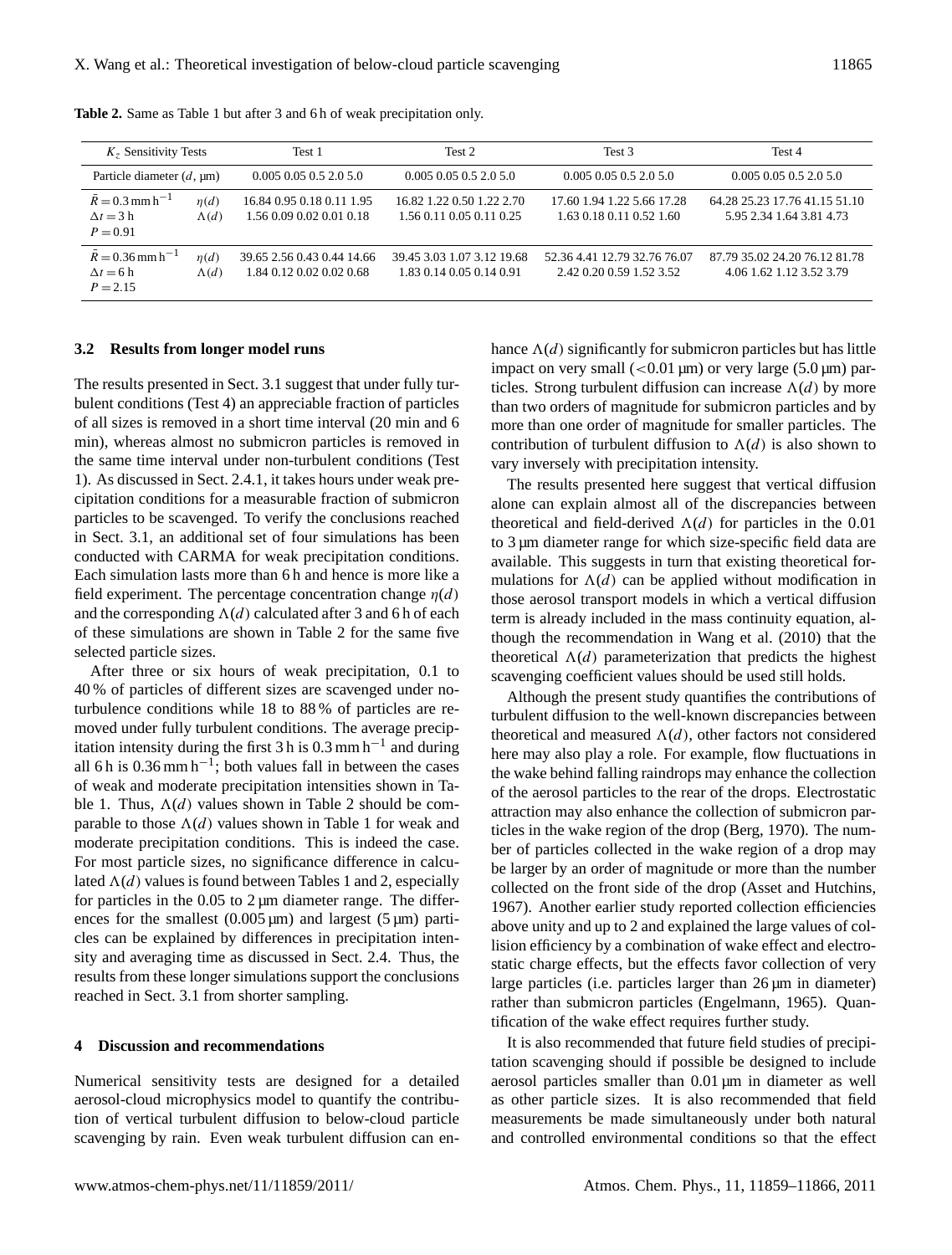**Table 2.** Same as Table 1 but after 3 and 6 h of weak precipitation only.

| $K_z$ Sensitivity Tests | | Test 1 | Test 2 | Test 3 | Test 4 |
|---|---|---|---|---|---|
| Particle diameter ($d$, µm) | | 0.005 0.05 0.5 2.0 5.0 | 0.005 0.05 0.5 2.0 5.0 | 0.005 0.05 0.5 2.0 5.0 | 0.005 0.05 0.5 2.0 5.0 |
| $\bar{R} = 0.3\,\mathrm{mm\,h^{-1}}$ $\Delta t = 3\,\mathrm{h}$ $P = 0.91$ | $\eta(d)$ $\Lambda(d)$ | 16.84 0.95 0.18 0.11 1.95 1.56 0.09 0.02 0.01 0.18 | 16.82 1.22 0.50 1.22 2.70 1.56 0.11 0.05 0.11 0.25 | 17.60 1.94 1.22 5.66 17.28 1.63 0.18 0.11 0.52 1.60 | 64.28 25.23 17.76 41.15 51.10 5.95 2.34 1.64 3.81 4.73 |
| $\bar{R} = 0.36\,\mathrm{mm\,h^{-1}}$ $\Delta t = 6\,\mathrm{h}$ $P = 2.15$ | $\eta(d)$ $\Lambda(d)$ | 39.65 2.56 0.43 0.44 14.66 1.84 0.12 0.02 0.02 0.68 | 39.45 3.03 1.07 3.12 19.68 1.83 0.14 0.05 0.14 0.91 | 52.36 4.41 12.79 32.76 76.07 2.42 0.20 0.59 1.52 3.52 | 87.79 35.02 24.20 76.12 81.78 4.06 1.62 1.12 3.52 3.79 |

### 3.2 Results from longer model runs

The results presented in Sect. 3.1 suggest that under fully turbulent conditions (Test 4) an appreciable fraction of particles of all sizes is removed in a short time interval (20 min and 6 min), whereas almost no submicron particles is removed in the same time interval under non-turbulent conditions (Test 1). As discussed in Sect. 2.4.1, it takes hours under weak precipitation conditions for a measurable fraction of submicron particles to be scavenged. To verify the conclusions reached in Sect. 3.1, an additional set of four simulations has been conducted with CARMA for weak precipitation conditions. Each simulation lasts more than 6 h and hence is more like a field experiment. The percentage concentration change $\eta(d)$ and the corresponding $\Lambda(d)$ calculated after 3 and 6 h of each of these simulations are shown in Table 2 for the same five selected particle sizes.

After three or six hours of weak precipitation, 0.1 to 40 % of particles of different sizes are scavenged under no-turbulence conditions while 18 to 88 % of particles are removed under fully turbulent conditions. The average precipitation intensity during the first 3 h is $0.3\,\mathrm{mm\,h^{-1}}$ and during all 6 h is $0.36\,\mathrm{mm\,h^{-1}}$; both values fall in between the cases of weak and moderate precipitation intensities shown in Table 1. Thus, $\Lambda(d)$ values shown in Table 2 should be comparable to those $\Lambda(d)$ values shown in Table 1 for weak and moderate precipitation conditions. This is indeed the case. For most particle sizes, no significance difference in calculated $\Lambda(d)$ values is found between Tables 1 and 2, especially for particles in the 0.05 to 2 µm diameter range. The differences for the smallest (0.005 µm) and largest (5 µm) particles can be explained by differences in precipitation intensity and averaging time as discussed in Sect. 2.4. Thus, the results from these longer simulations support the conclusions reached in Sect. 3.1 from shorter sampling.

## 4 Discussion and recommendations

Numerical sensitivity tests are designed for a detailed aerosol-cloud microphysics model to quantify the contribution of vertical turbulent diffusion to below-cloud particle scavenging by rain. Even weak turbulent diffusion can enhance $\Lambda(d)$ significantly for submicron particles but has little impact on very small (<0.01 µm) or very large (5.0 µm) particles. Strong turbulent diffusion can increase $\Lambda(d)$ by more than two orders of magnitude for submicron particles and by more than one order of magnitude for smaller particles. The contribution of turbulent diffusion to $\Lambda(d)$ is also shown to vary inversely with precipitation intensity.

The results presented here suggest that vertical diffusion alone can explain almost all of the discrepancies between theoretical and field-derived $\Lambda(d)$ for particles in the 0.01 to 3 µm diameter range for which size-specific field data are available. This suggests in turn that existing theoretical formulations for $\Lambda(d)$ can be applied without modification in those aerosol transport models in which a vertical diffusion term is already included in the mass continuity equation, although the recommendation in Wang et al. (2010) that the theoretical $\Lambda(d)$ parameterization that predicts the highest scavenging coefficient values should be used still holds.

Although the present study quantifies the contributions of turbulent diffusion to the well-known discrepancies between theoretical and measured $\Lambda(d)$, other factors not considered here may also play a role. For example, flow fluctuations in the wake behind falling raindrops may enhance the collection of the aerosol particles to the rear of the drops. Electrostatic attraction may also enhance the collection of submicron particles in the wake region of the drop (Berg, 1970). The number of particles collected in the wake region of a drop may be larger by an order of magnitude or more than the number collected on the front side of the drop (Asset and Hutchins, 1967). Another earlier study reported collection efficiencies above unity and up to 2 and explained the large values of collision efficiency by a combination of wake effect and electrostatic charge effects, but the effects favor collection of very large particles (i.e. particles larger than 26 µm in diameter) rather than submicron particles (Engelmann, 1965). Quantification of the wake effect requires further study.

It is also recommended that future field studies of precipitation scavenging should if possible be designed to include aerosol particles smaller than 0.01 µm in diameter as well as other particle sizes. It is also recommended that field measurements be made simultaneously under both natural and controlled environmental conditions so that the effect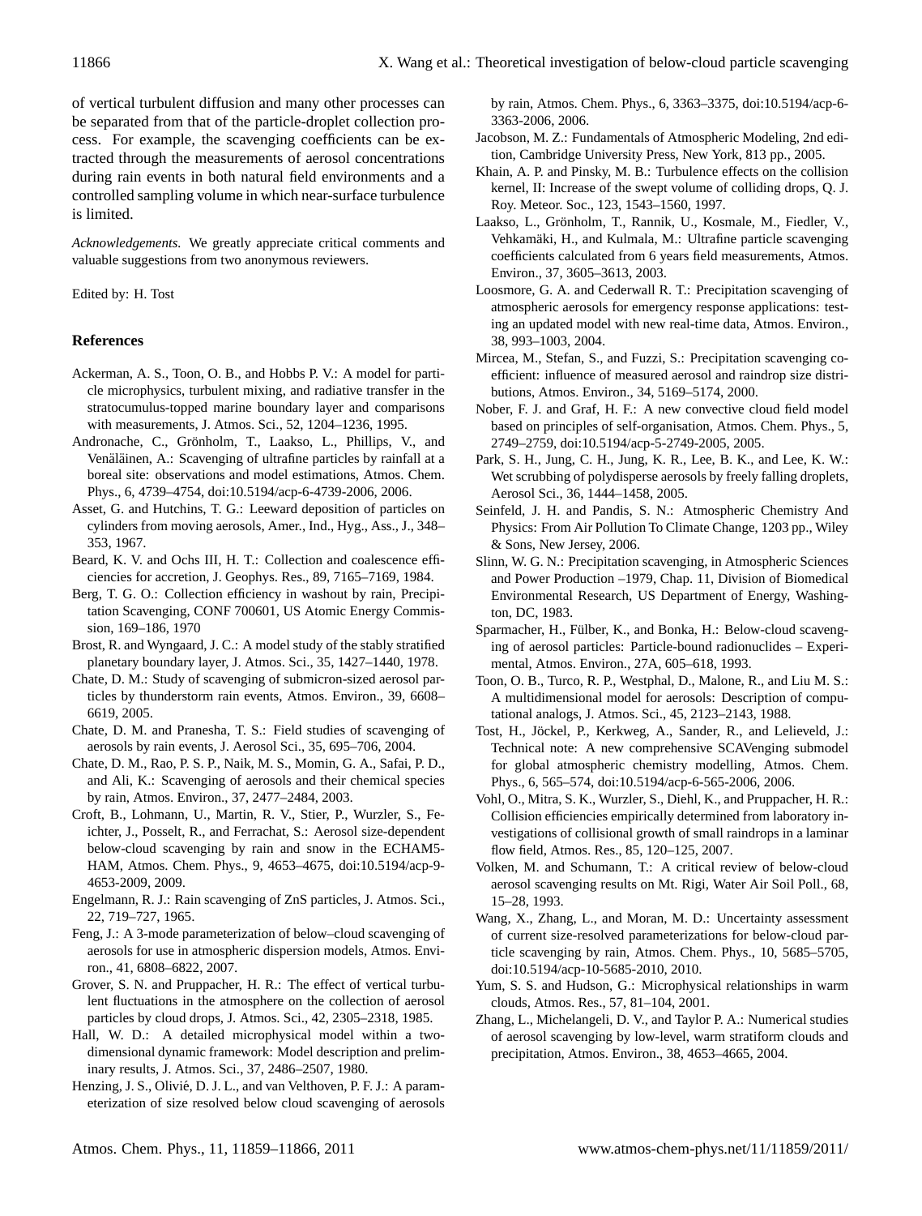of vertical turbulent diffusion and many other processes can be separated from that of the particle-droplet collection process. For example, the scavenging coefficients can be extracted through the measurements of aerosol concentrations during rain events in both natural field environments and a controlled sampling volume in which near-surface turbulence is limited.

*Acknowledgements.* We greatly appreciate critical comments and valuable suggestions from two anonymous reviewers.

Edited by: H. Tost

## References

Ackerman, A. S., Toon, O. B., and Hobbs P. V.: A model for particle microphysics, turbulent mixing, and radiative transfer in the stratocumulus-topped marine boundary layer and comparisons with measurements, J. Atmos. Sci., 52, 1204–1236, 1995.

Andronache, C., Grönholm, T., Laakso, L., Phillips, V., and Venäläinen, A.: Scavenging of ultrafine particles by rainfall at a boreal site: observations and model estimations, Atmos. Chem. Phys., 6, 4739–4754, doi:10.5194/acp-6-4739-2006, 2006.

Asset, G. and Hutchins, T. G.: Leeward deposition of particles on cylinders from moving aerosols, Amer., Ind., Hyg., Ass., J., 348–353, 1967.

Beard, K. V. and Ochs III, H. T.: Collection and coalescence efficiencies for accretion, J. Geophys. Res., 89, 7165–7169, 1984.

Berg, T. G. O.: Collection efficiency in washout by rain, Precipitation Scavenging, CONF 700601, US Atomic Energy Commission, 169–186, 1970

Brost, R. and Wyngaard, J. C.: A model study of the stably stratified planetary boundary layer, J. Atmos. Sci., 35, 1427–1440, 1978.

Chate, D. M.: Study of scavenging of submicron-sized aerosol particles by thunderstorm rain events, Atmos. Environ., 39, 6608–6619, 2005.

Chate, D. M. and Pranesha, T. S.: Field studies of scavenging of aerosols by rain events, J. Aerosol Sci., 35, 695–706, 2004.

Chate, D. M., Rao, P. S. P., Naik, M. S., Momin, G. A., Safai, P. D., and Ali, K.: Scavenging of aerosols and their chemical species by rain, Atmos. Environ., 37, 2477–2484, 2003.

Croft, B., Lohmann, U., Martin, R. V., Stier, P., Wurzler, S., Feichter, J., Posselt, R., and Ferrachat, S.: Aerosol size-dependent below-cloud scavenging by rain and snow in the ECHAM5-HAM, Atmos. Chem. Phys., 9, 4653–4675, doi:10.5194/acp-9-4653-2009, 2009.

Engelmann, R. J.: Rain scavenging of ZnS particles, J. Atmos. Sci., 22, 719–727, 1965.

Feng, J.: A 3-mode parameterization of below–cloud scavenging of aerosols for use in atmospheric dispersion models, Atmos. Environ., 41, 6808–6822, 2007.

Grover, S. N. and Pruppacher, H. R.: The effect of vertical turbulent fluctuations in the atmosphere on the collection of aerosol particles by cloud drops, J. Atmos. Sci., 42, 2305–2318, 1985.

Hall, W. D.: A detailed microphysical model within a two-dimensional dynamic framework: Model description and preliminary results, J. Atmos. Sci., 37, 2486–2507, 1980.

Henzing, J. S., Olivié, D. J. L., and van Velthoven, P. F. J.: A parameterization of size resolved below cloud scavenging of aerosols by rain, Atmos. Chem. Phys., 6, 3363–3375, doi:10.5194/acp-6-3363-2006, 2006.

Jacobson, M. Z.: Fundamentals of Atmospheric Modeling, 2nd edition, Cambridge University Press, New York, 813 pp., 2005.

Khain, A. P. and Pinsky, M. B.: Turbulence effects on the collision kernel, II: Increase of the swept volume of colliding drops, Q. J. Roy. Meteor. Soc., 123, 1543–1560, 1997.

Laakso, L., Grönholm, T., Rannik, U., Kosmale, M., Fiedler, V., Vehkamäki, H., and Kulmala, M.: Ultrafine particle scavenging coefficients calculated from 6 years field measurements, Atmos. Environ., 37, 3605–3613, 2003.

Loosmore, G. A. and Cederwall R. T.: Precipitation scavenging of atmospheric aerosols for emergency response applications: testing an updated model with new real-time data, Atmos. Environ., 38, 993–1003, 2004.

Mircea, M., Stefan, S., and Fuzzi, S.: Precipitation scavenging coefficient: influence of measured aerosol and raindrop size distributions, Atmos. Environ., 34, 5169–5174, 2000.

Nober, F. J. and Graf, H. F.: A new convective cloud field model based on principles of self-organisation, Atmos. Chem. Phys., 5, 2749–2759, doi:10.5194/acp-5-2749-2005, 2005.

Park, S. H., Jung, C. H., Jung, K. R., Lee, B. K., and Lee, K. W.: Wet scrubbing of polydisperse aerosols by freely falling droplets, Aerosol Sci., 36, 1444–1458, 2005.

Seinfeld, J. H. and Pandis, S. N.: Atmospheric Chemistry And Physics: From Air Pollution To Climate Change, 1203 pp., Wiley & Sons, New Jersey, 2006.

Slinn, W. G. N.: Precipitation scavenging, in Atmospheric Sciences and Power Production –1979, Chap. 11, Division of Biomedical Environmental Research, US Department of Energy, Washington, DC, 1983.

Sparmacher, H., Fülber, K., and Bonka, H.: Below-cloud scavenging of aerosol particles: Particle-bound radionuclides – Experimental, Atmos. Environ., 27A, 605–618, 1993.

Toon, O. B., Turco, R. P., Westphal, D., Malone, R., and Liu M. S.: A multidimensional model for aerosols: Description of computational analogs, J. Atmos. Sci., 45, 2123–2143, 1988.

Tost, H., Jöckel, P., Kerkweg, A., Sander, R., and Lelieveld, J.: Technical note: A new comprehensive SCAVenging submodel for global atmospheric chemistry modelling, Atmos. Chem. Phys., 6, 565–574, doi:10.5194/acp-6-565-2006, 2006.

Vohl, O., Mitra, S. K., Wurzler, S., Diehl, K., and Pruppacher, H. R.: Collision efficiencies empirically determined from laboratory investigations of collisional growth of small raindrops in a laminar flow field, Atmos. Res., 85, 120–125, 2007.

Volken, M. and Schumann, T.: A critical review of below-cloud aerosol scavenging results on Mt. Rigi, Water Air Soil Poll., 68, 15–28, 1993.

Wang, X., Zhang, L., and Moran, M. D.: Uncertainty assessment of current size-resolved parameterizations for below-cloud particle scavenging by rain, Atmos. Chem. Phys., 10, 5685–5705, doi:10.5194/acp-10-5685-2010, 2010.

Yum, S. S. and Hudson, G.: Microphysical relationships in warm clouds, Atmos. Res., 57, 81–104, 2001.

Zhang, L., Michelangeli, D. V., and Taylor P. A.: Numerical studies of aerosol scavenging by low-level, warm stratiform clouds and precipitation, Atmos. Environ., 38, 4653–4665, 2004.